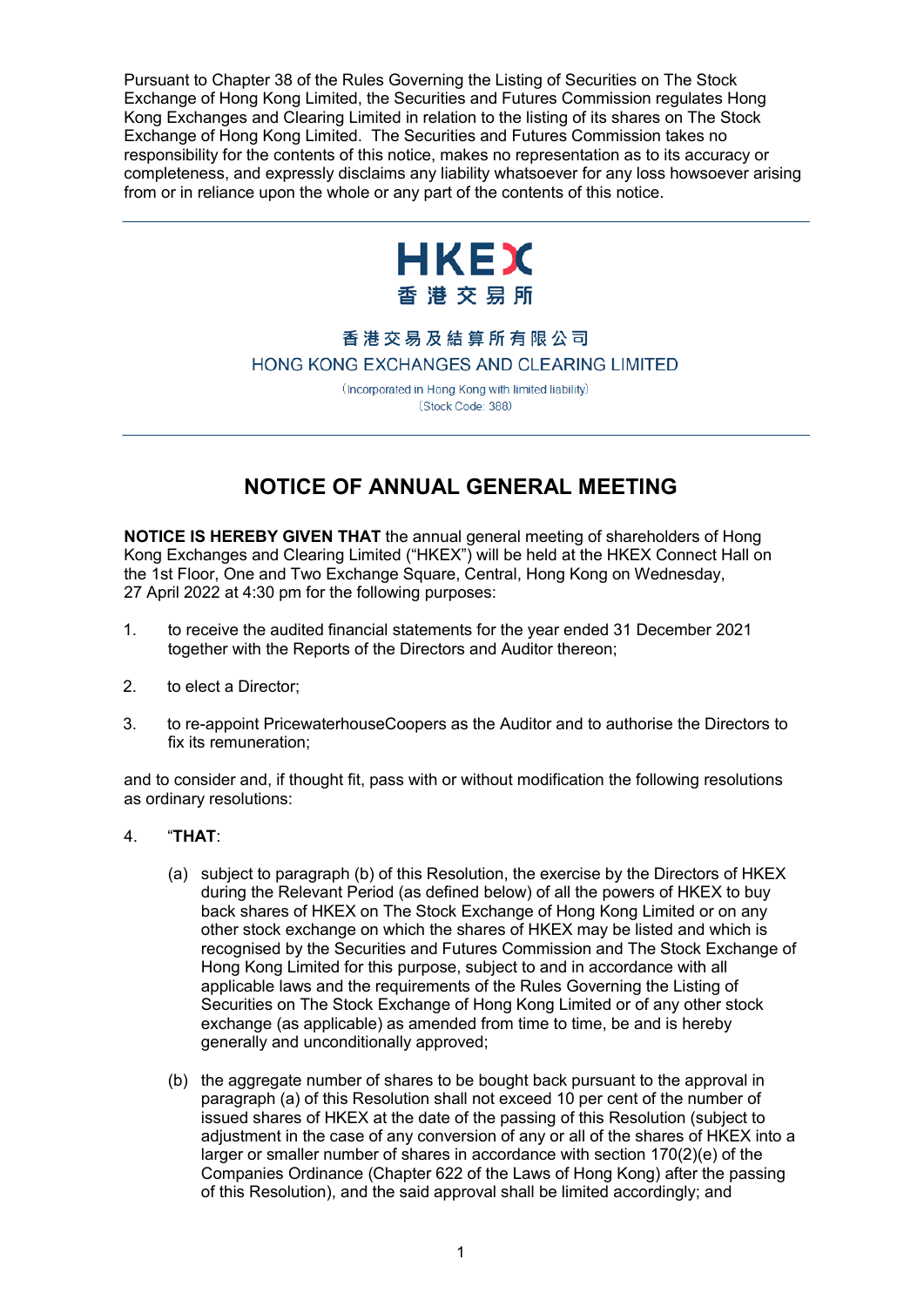Pursuant to Chapter 38 of the Rules Governing the Listing of Securities on The Stock Exchange of Hong Kong Limited, the Securities and Futures Commission regulates Hong Kong Exchanges and Clearing Limited in relation to the listing of its shares on The Stock Exchange of Hong Kong Limited. The Securities and Futures Commission takes no responsibility for the contents of this notice, makes no representation as to its accuracy or completeness, and expressly disclaims any liability whatsoever for any loss howsoever arising from or in reliance upon the whole or any part of the contents of this notice.

---

HKEX
香港交易所

香港交易及結算所有限公司
HONG KONG EXCHANGES AND CLEARING LIMITED

(Incorporated in Hong Kong with limited liability)
(Stock Code: 388)

---

# NOTICE OF ANNUAL GENERAL MEETING

**NOTICE IS HEREBY GIVEN THAT** the annual general meeting of shareholders of Hong Kong Exchanges and Clearing Limited ("HKEX") will be held at the HKEX Connect Hall on the 1st Floor, One and Two Exchange Square, Central, Hong Kong on Wednesday, 27 April 2022 at 4:30 pm for the following purposes:

1. to receive the audited financial statements for the year ended 31 December 2021 together with the Reports of the Directors and Auditor thereon;

2. to elect a Director;

3. to re-appoint PricewaterhouseCoopers as the Auditor and to authorise the Directors to fix its remuneration;

and to consider and, if thought fit, pass with or without modification the following resolutions as ordinary resolutions:

4. "**THAT**:

   (a) subject to paragraph (b) of this Resolution, the exercise by the Directors of HKEX during the Relevant Period (as defined below) of all the powers of HKEX to buy back shares of HKEX on The Stock Exchange of Hong Kong Limited or on any other stock exchange on which the shares of HKEX may be listed and which is recognised by the Securities and Futures Commission and The Stock Exchange of Hong Kong Limited for this purpose, subject to and in accordance with all applicable laws and the requirements of the Rules Governing the Listing of Securities on The Stock Exchange of Hong Kong Limited or of any other stock exchange (as applicable) as amended from time to time, be and is hereby generally and unconditionally approved;

   (b) the aggregate number of shares to be bought back pursuant to the approval in paragraph (a) of this Resolution shall not exceed 10 per cent of the number of issued shares of HKEX at the date of the passing of this Resolution (subject to adjustment in the case of any conversion of any or all of the shares of HKEX into a larger or smaller number of shares in accordance with section 170(2)(e) of the Companies Ordinance (Chapter 622 of the Laws of Hong Kong) after the passing of this Resolution), and the said approval shall be limited accordingly; and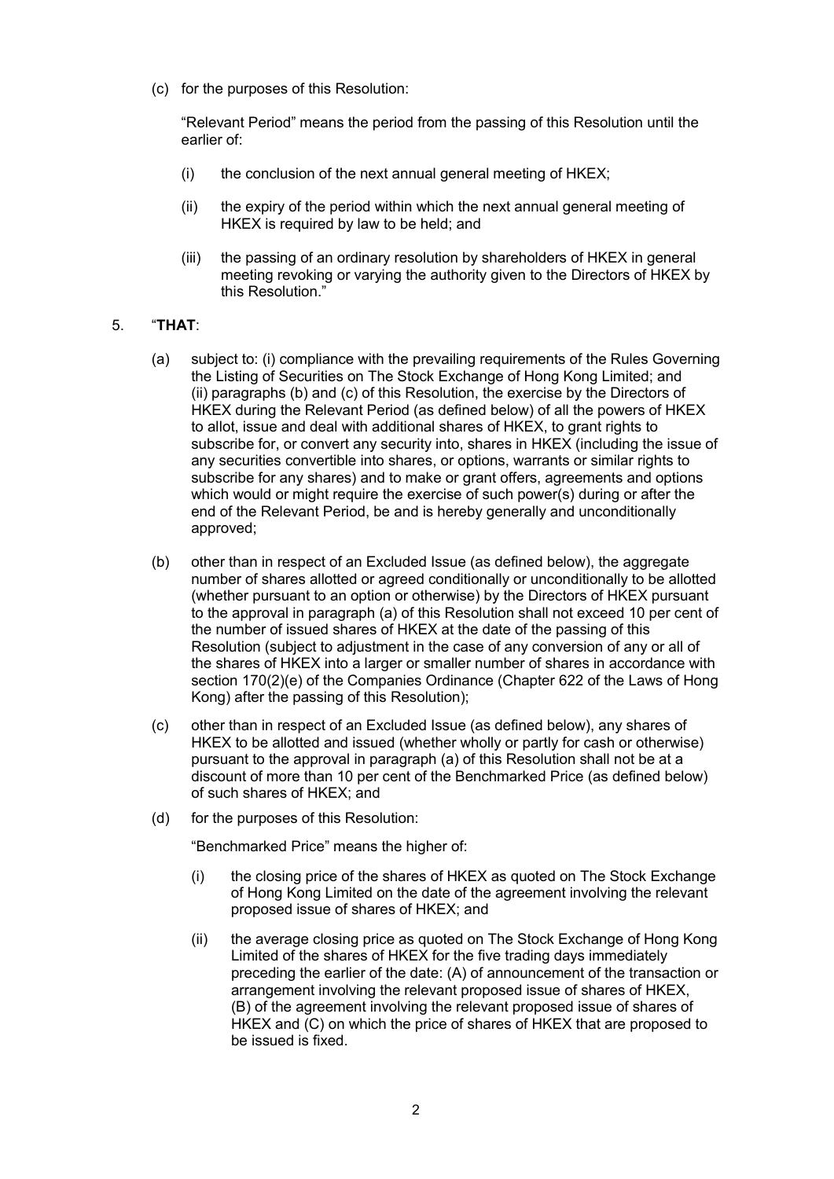(c) for the purposes of this Resolution:

"Relevant Period" means the period from the passing of this Resolution until the earlier of:

(i) the conclusion of the next annual general meeting of HKEX;

(ii) the expiry of the period within which the next annual general meeting of HKEX is required by law to be held; and

(iii) the passing of an ordinary resolution by shareholders of HKEX in general meeting revoking or varying the authority given to the Directors of HKEX by this Resolution."

5. "**THAT**:

(a) subject to: (i) compliance with the prevailing requirements of the Rules Governing the Listing of Securities on The Stock Exchange of Hong Kong Limited; and (ii) paragraphs (b) and (c) of this Resolution, the exercise by the Directors of HKEX during the Relevant Period (as defined below) of all the powers of HKEX to allot, issue and deal with additional shares of HKEX, to grant rights to subscribe for, or convert any security into, shares in HKEX (including the issue of any securities convertible into shares, or options, warrants or similar rights to subscribe for any shares) and to make or grant offers, agreements and options which would or might require the exercise of such power(s) during or after the end of the Relevant Period, be and is hereby generally and unconditionally approved;

(b) other than in respect of an Excluded Issue (as defined below), the aggregate number of shares allotted or agreed conditionally or unconditionally to be allotted (whether pursuant to an option or otherwise) by the Directors of HKEX pursuant to the approval in paragraph (a) of this Resolution shall not exceed 10 per cent of the number of issued shares of HKEX at the date of the passing of this Resolution (subject to adjustment in the case of any conversion of any or all of the shares of HKEX into a larger or smaller number of shares in accordance with section 170(2)(e) of the Companies Ordinance (Chapter 622 of the Laws of Hong Kong) after the passing of this Resolution);

(c) other than in respect of an Excluded Issue (as defined below), any shares of HKEX to be allotted and issued (whether wholly or partly for cash or otherwise) pursuant to the approval in paragraph (a) of this Resolution shall not be at a discount of more than 10 per cent of the Benchmarked Price (as defined below) of such shares of HKEX; and

(d) for the purposes of this Resolution:

"Benchmarked Price" means the higher of:

(i) the closing price of the shares of HKEX as quoted on The Stock Exchange of Hong Kong Limited on the date of the agreement involving the relevant proposed issue of shares of HKEX; and

(ii) the average closing price as quoted on The Stock Exchange of Hong Kong Limited of the shares of HKEX for the five trading days immediately preceding the earlier of the date: (A) of announcement of the transaction or arrangement involving the relevant proposed issue of shares of HKEX, (B) of the agreement involving the relevant proposed issue of shares of HKEX and (C) on which the price of shares of HKEX that are proposed to be issued is fixed.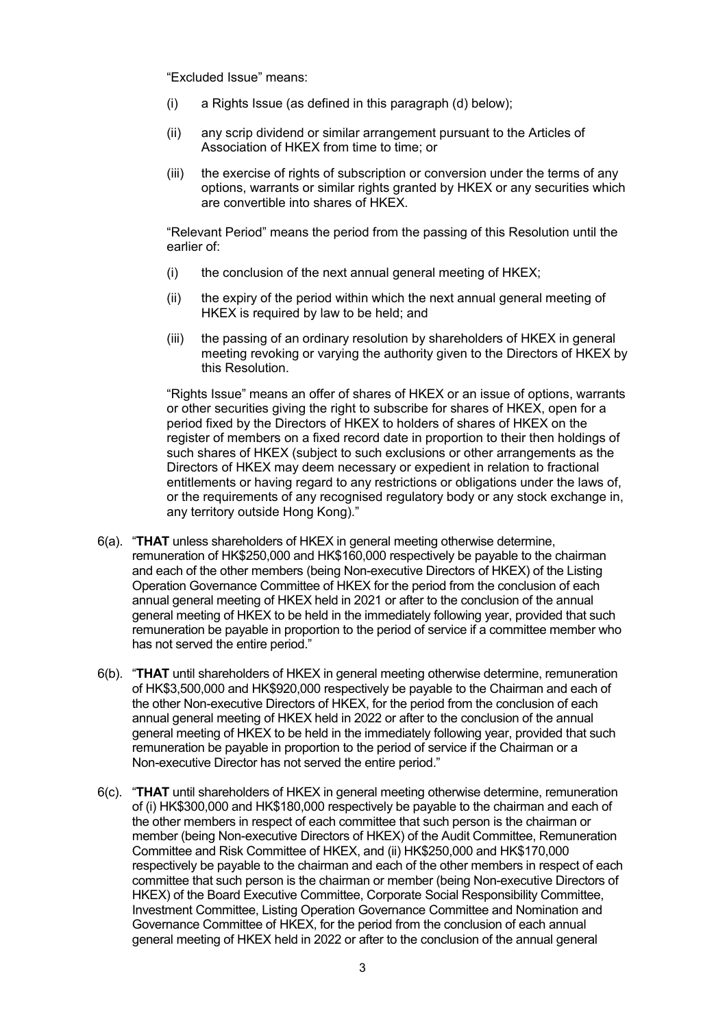"Excluded Issue" means:

(i) a Rights Issue (as defined in this paragraph (d) below);

(ii) any scrip dividend or similar arrangement pursuant to the Articles of Association of HKEX from time to time; or

(iii) the exercise of rights of subscription or conversion under the terms of any options, warrants or similar rights granted by HKEX or any securities which are convertible into shares of HKEX.

"Relevant Period" means the period from the passing of this Resolution until the earlier of:

(i) the conclusion of the next annual general meeting of HKEX;

(ii) the expiry of the period within which the next annual general meeting of HKEX is required by law to be held; and

(iii) the passing of an ordinary resolution by shareholders of HKEX in general meeting revoking or varying the authority given to the Directors of HKEX by this Resolution.

"Rights Issue" means an offer of shares of HKEX or an issue of options, warrants or other securities giving the right to subscribe for shares of HKEX, open for a period fixed by the Directors of HKEX to holders of shares of HKEX on the register of members on a fixed record date in proportion to their then holdings of such shares of HKEX (subject to such exclusions or other arrangements as the Directors of HKEX may deem necessary or expedient in relation to fractional entitlements or having regard to any restrictions or obligations under the laws of, or the requirements of any recognised regulatory body or any stock exchange in, any territory outside Hong Kong)."

6(a). "**THAT** unless shareholders of HKEX in general meeting otherwise determine, remuneration of HK$250,000 and HK$160,000 respectively be payable to the chairman and each of the other members (being Non-executive Directors of HKEX) of the Listing Operation Governance Committee of HKEX for the period from the conclusion of each annual general meeting of HKEX held in 2021 or after to the conclusion of the annual general meeting of HKEX to be held in the immediately following year, provided that such remuneration be payable in proportion to the period of service if a committee member who has not served the entire period."

6(b). "**THAT** until shareholders of HKEX in general meeting otherwise determine, remuneration of HK$3,500,000 and HK$920,000 respectively be payable to the Chairman and each of the other Non-executive Directors of HKEX, for the period from the conclusion of each annual general meeting of HKEX held in 2022 or after to the conclusion of the annual general meeting of HKEX to be held in the immediately following year, provided that such remuneration be payable in proportion to the period of service if the Chairman or a Non-executive Director has not served the entire period."

6(c). "**THAT** until shareholders of HKEX in general meeting otherwise determine, remuneration of (i) HK$300,000 and HK$180,000 respectively be payable to the chairman and each of the other members in respect of each committee that such person is the chairman or member (being Non-executive Directors of HKEX) of the Audit Committee, Remuneration Committee and Risk Committee of HKEX, and (ii) HK$250,000 and HK$170,000 respectively be payable to the chairman and each of the other members in respect of each committee that such person is the chairman or member (being Non-executive Directors of HKEX) of the Board Executive Committee, Corporate Social Responsibility Committee, Investment Committee, Listing Operation Governance Committee and Nomination and Governance Committee of HKEX, for the period from the conclusion of each annual general meeting of HKEX held in 2022 or after to the conclusion of the annual general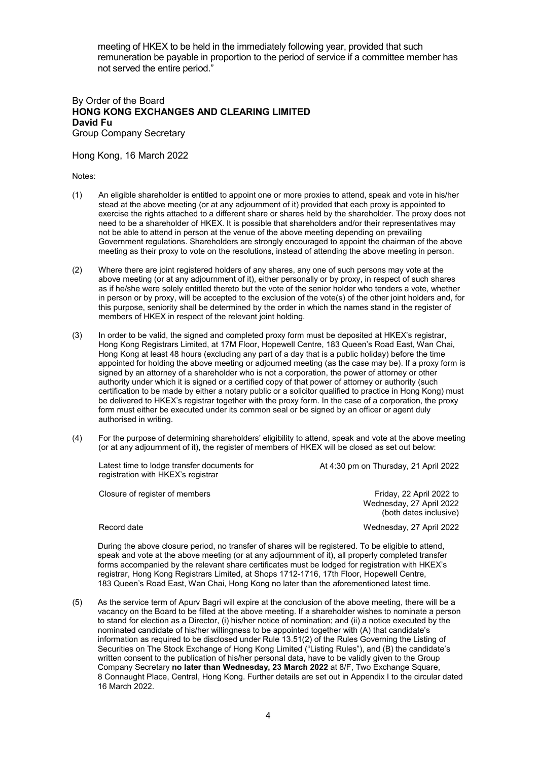meeting of HKEX to be held in the immediately following year, provided that such remuneration be payable in proportion to the period of service if a committee member has not served the entire period."

By Order of the Board
**HONG KONG EXCHANGES AND CLEARING LIMITED**
**David Fu**
Group Company Secretary

Hong Kong, 16 March 2022

Notes:

(1) An eligible shareholder is entitled to appoint one or more proxies to attend, speak and vote in his/her stead at the above meeting (or at any adjournment of it) provided that each proxy is appointed to exercise the rights attached to a different share or shares held by the shareholder. The proxy does not need to be a shareholder of HKEX. It is possible that shareholders and/or their representatives may not be able to attend in person at the venue of the above meeting depending on prevailing Government regulations. Shareholders are strongly encouraged to appoint the chairman of the above meeting as their proxy to vote on the resolutions, instead of attending the above meeting in person.

(2) Where there are joint registered holders of any shares, any one of such persons may vote at the above meeting (or at any adjournment of it), either personally or by proxy, in respect of such shares as if he/she were solely entitled thereto but the vote of the senior holder who tenders a vote, whether in person or by proxy, will be accepted to the exclusion of the vote(s) of the other joint holders and, for this purpose, seniority shall be determined by the order in which the names stand in the register of members of HKEX in respect of the relevant joint holding.

(3) In order to be valid, the signed and completed proxy form must be deposited at HKEX's registrar, Hong Kong Registrars Limited, at 17M Floor, Hopewell Centre, 183 Queen's Road East, Wan Chai, Hong Kong at least 48 hours (excluding any part of a day that is a public holiday) before the time appointed for holding the above meeting or adjourned meeting (as the case may be). If a proxy form is signed by an attorney of a shareholder who is not a corporation, the power of attorney or other authority under which it is signed or a certified copy of that power of attorney or authority (such certification to be made by either a notary public or a solicitor qualified to practice in Hong Kong) must be delivered to HKEX's registrar together with the proxy form. In the case of a corporation, the proxy form must either be executed under its common seal or be signed by an officer or agent duly authorised in writing.

(4) For the purpose of determining shareholders' eligibility to attend, speak and vote at the above meeting (or at any adjournment of it), the register of members of HKEX will be closed as set out below:

| | |
|---|---|
| Latest time to lodge transfer documents for registration with HKEX's registrar | At 4:30 pm on Thursday, 21 April 2022 |
| Closure of register of members | Friday, 22 April 2022 to Wednesday, 27 April 2022 (both dates inclusive) |
| Record date | Wednesday, 27 April 2022 |

During the above closure period, no transfer of shares will be registered. To be eligible to attend, speak and vote at the above meeting (or at any adjournment of it), all properly completed transfer forms accompanied by the relevant share certificates must be lodged for registration with HKEX's registrar, Hong Kong Registrars Limited, at Shops 1712-1716, 17th Floor, Hopewell Centre, 183 Queen's Road East, Wan Chai, Hong Kong no later than the aforementioned latest time.

(5) As the service term of Apurv Bagri will expire at the conclusion of the above meeting, there will be a vacancy on the Board to be filled at the above meeting. If a shareholder wishes to nominate a person to stand for election as a Director, (i) his/her notice of nomination; and (ii) a notice executed by the nominated candidate of his/her willingness to be appointed together with (A) that candidate's information as required to be disclosed under Rule 13.51(2) of the Rules Governing the Listing of Securities on The Stock Exchange of Hong Kong Limited ("Listing Rules"), and (B) the candidate's written consent to the publication of his/her personal data, have to be validly given to the Group Company Secretary **no later than Wednesday, 23 March 2022** at 8/F, Two Exchange Square, 8 Connaught Place, Central, Hong Kong. Further details are set out in Appendix I to the circular dated 16 March 2022.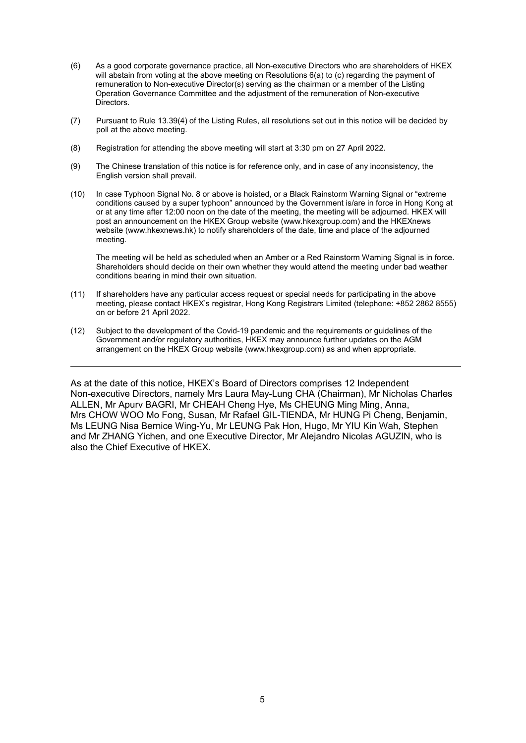(6) As a good corporate governance practice, all Non-executive Directors who are shareholders of HKEX will abstain from voting at the above meeting on Resolutions 6(a) to (c) regarding the payment of remuneration to Non-executive Director(s) serving as the chairman or a member of the Listing Operation Governance Committee and the adjustment of the remuneration of Non-executive Directors.

(7) Pursuant to Rule 13.39(4) of the Listing Rules, all resolutions set out in this notice will be decided by poll at the above meeting.

(8) Registration for attending the above meeting will start at 3:30 pm on 27 April 2022.

(9) The Chinese translation of this notice is for reference only, and in case of any inconsistency, the English version shall prevail.

(10) In case Typhoon Signal No. 8 or above is hoisted, or a Black Rainstorm Warning Signal or "extreme conditions caused by a super typhoon" announced by the Government is/are in force in Hong Kong at or at any time after 12:00 noon on the date of the meeting, the meeting will be adjourned. HKEX will post an announcement on the HKEX Group website (www.hkexgroup.com) and the HKEXnews website (www.hkexnews.hk) to notify shareholders of the date, time and place of the adjourned meeting.

The meeting will be held as scheduled when an Amber or a Red Rainstorm Warning Signal is in force. Shareholders should decide on their own whether they would attend the meeting under bad weather conditions bearing in mind their own situation.

(11) If shareholders have any particular access request or special needs for participating in the above meeting, please contact HKEX's registrar, Hong Kong Registrars Limited (telephone: +852 2862 8555) on or before 21 April 2022.

(12) Subject to the development of the Covid-19 pandemic and the requirements or guidelines of the Government and/or regulatory authorities, HKEX may announce further updates on the AGM arrangement on the HKEX Group website (www.hkexgroup.com) as and when appropriate.

---

As at the date of this notice, HKEX's Board of Directors comprises 12 Independent Non-executive Directors, namely Mrs Laura May-Lung CHA (Chairman), Mr Nicholas Charles ALLEN, Mr Apurv BAGRI, Mr CHEAH Cheng Hye, Ms CHEUNG Ming Ming, Anna, Mrs CHOW WOO Mo Fong, Susan, Mr Rafael GIL-TIENDA, Mr HUNG Pi Cheng, Benjamin, Ms LEUNG Nisa Bernice Wing-Yu, Mr LEUNG Pak Hon, Hugo, Mr YIU Kin Wah, Stephen and Mr ZHANG Yichen, and one Executive Director, Mr Alejandro Nicolas AGUZIN, who is also the Chief Executive of HKEX.